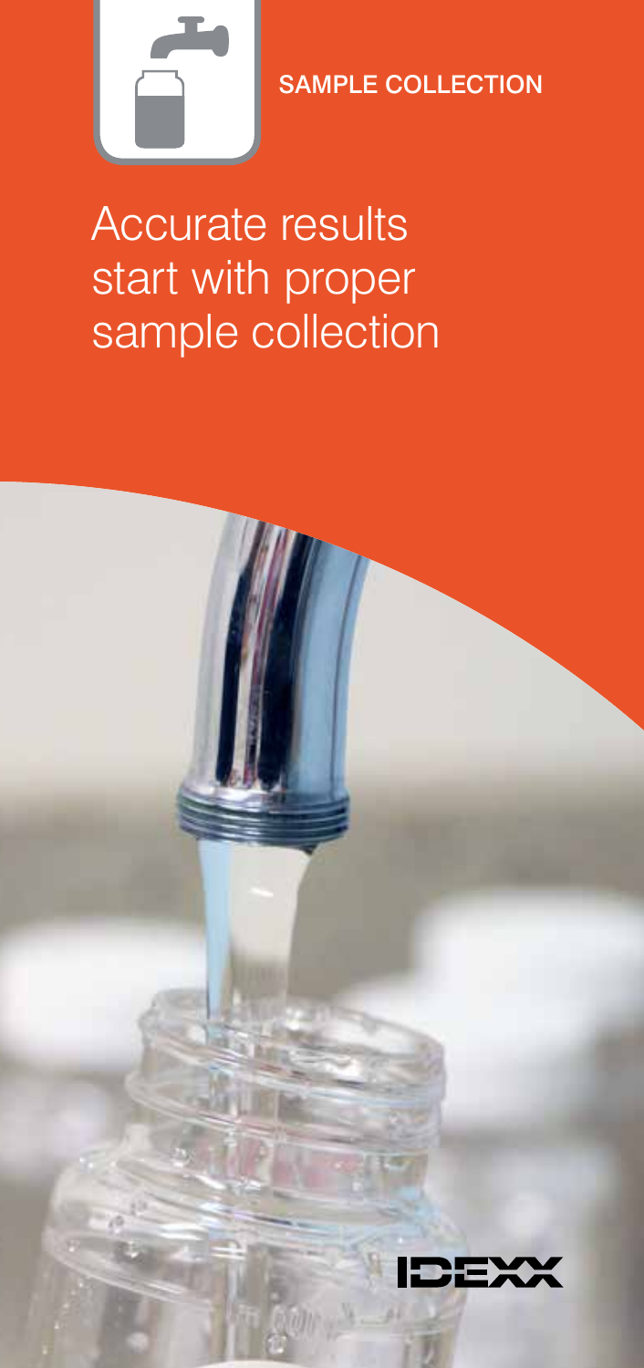SAMPLE COLLECTION

# Accurate results start with proper sample collection

IDEXX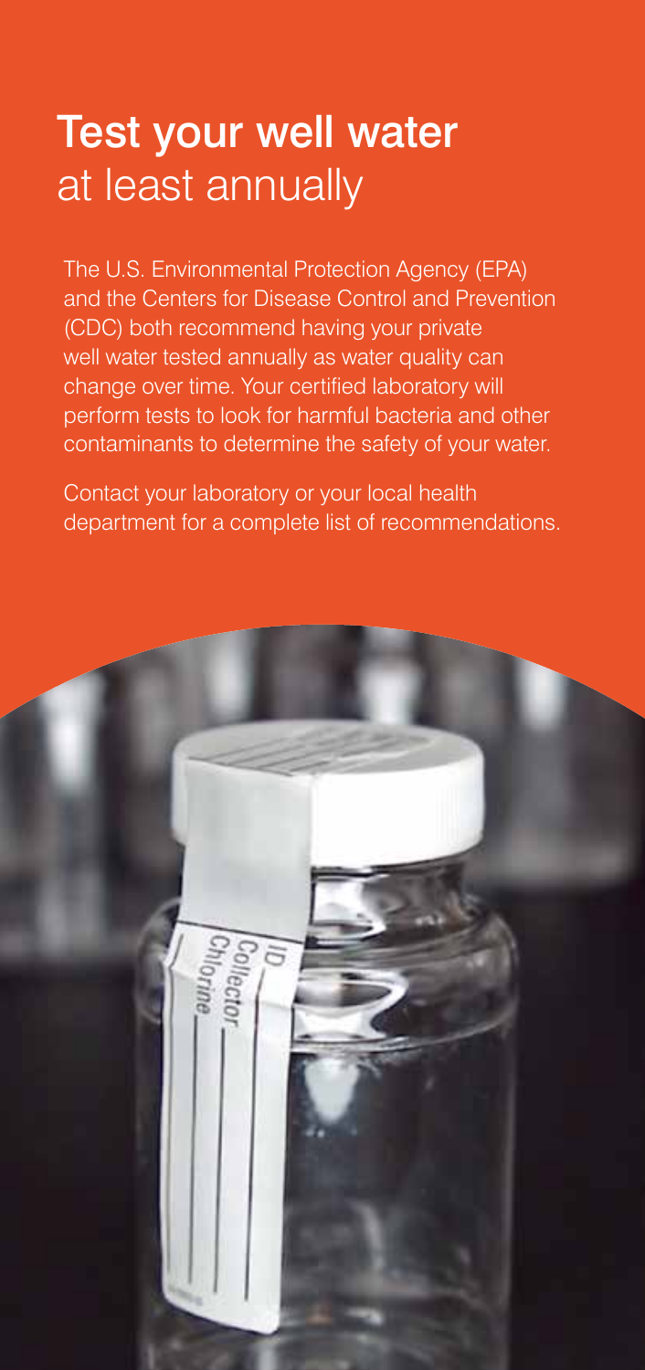# Test your well water at least annually

The U.S. Environmental Protection Agency (EPA) and the Centers for Disease Control and Prevention (CDC) both recommend having your private well water tested annually as water quality can change over time. Your certified laboratory will perform tests to look for harmful bacteria and other contaminants to determine the safety of your water.

Contact your laboratory or your local health department for a complete list of recommendations.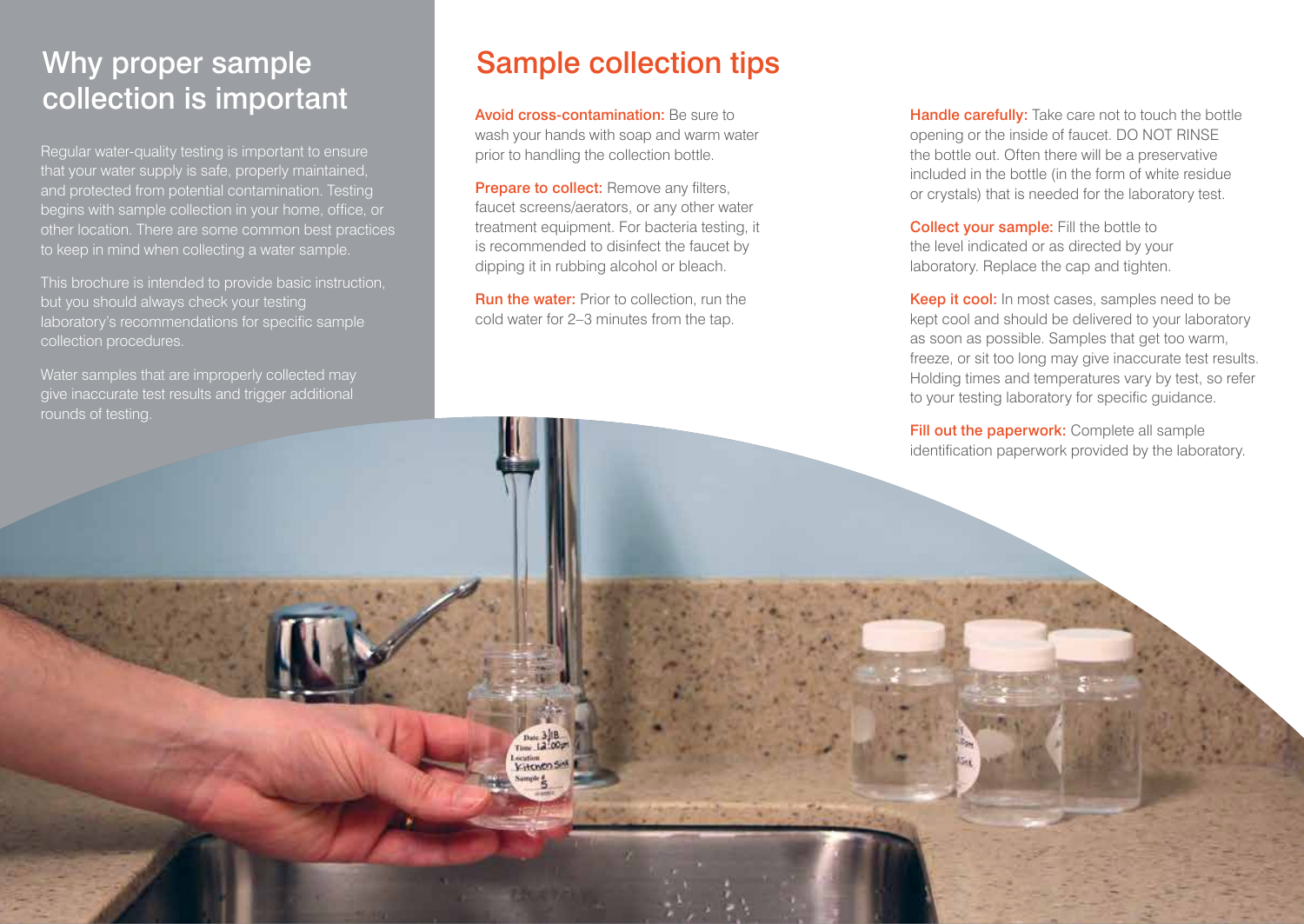## Why proper sample collection is important

Regular water-quality testing is important to ensure that your water supply is safe, properly maintained, and protected from potential contamination. Testing begins with sample collection in your home, office, or other location. There are some common best practices to keep in mind when collecting a water sample.

This brochure is intended to provide basic instruction, but you should always check your testing laboratory's recommendations for specific sample collection procedures.

Water samples that are improperly collected may give inaccurate test results and trigger additional rounds of testing.

## Sample collection tips

**Avoid cross-contamination:** Be sure to wash your hands with soap and warm water prior to handling the collection bottle.

**Prepare to collect:** Remove any filters, faucet screens/aerators, or any other water treatment equipment. For bacteria testing, it is recommended to disinfect the faucet by dipping it in rubbing alcohol or bleach.

**Run the water:** Prior to collection, run the cold water for 2–3 minutes from the tap.

**Handle carefully:** Take care not to touch the bottle opening or the inside of faucet. DO NOT RINSE the bottle out. Often there will be a preservative included in the bottle (in the form of white residue or crystals) that is needed for the laboratory test.

**Collect your sample:** Fill the bottle to the level indicated or as directed by your laboratory. Replace the cap and tighten.

**Keep it cool:** In most cases, samples need to be kept cool and should be delivered to your laboratory as soon as possible. Samples that get too warm, freeze, or sit too long may give inaccurate test results. Holding times and temperatures vary by test, so refer to your testing laboratory for specific guidance.

**Fill out the paperwork:** Complete all sample identification paperwork provided by the laboratory.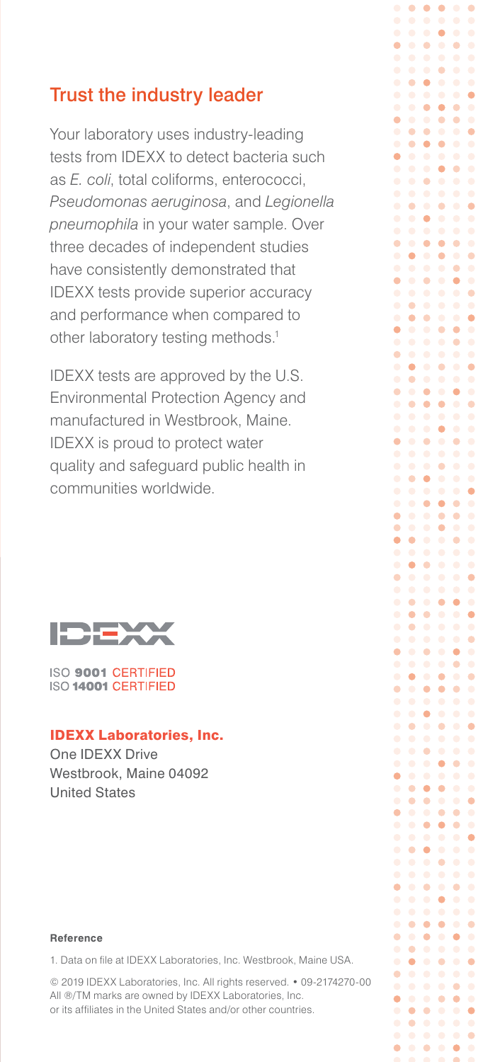## Trust the industry leader

Your laboratory uses industry-leading tests from IDEXX to detect bacteria such as *E. coli*, total coliforms, enterococci, *Pseudomonas aeruginosa*, and *Legionella pneumophila* in your water sample. Over three decades of independent studies have consistently demonstrated that IDEXX tests provide superior accuracy and performance when compared to other laboratory testing methods.[1]

IDEXX tests are approved by the U.S. Environmental Protection Agency and manufactured in Westbrook, Maine. IDEXX is proud to protect water quality and safeguard public health in communities worldwide.

IDEXX

ISO **9001** CERTIFIED
ISO **14001** CERTIFIED

**IDEXX Laboratories, Inc.**
One IDEXX Drive
Westbrook, Maine 04092
United States

**Reference**

1. Data on file at IDEXX Laboratories, Inc. Westbrook, Maine USA.

© 2019 IDEXX Laboratories, Inc. All rights reserved. • 09-2174270-00
All ®/TM marks are owned by IDEXX Laboratories, Inc. or its affiliates in the United States and/or other countries.